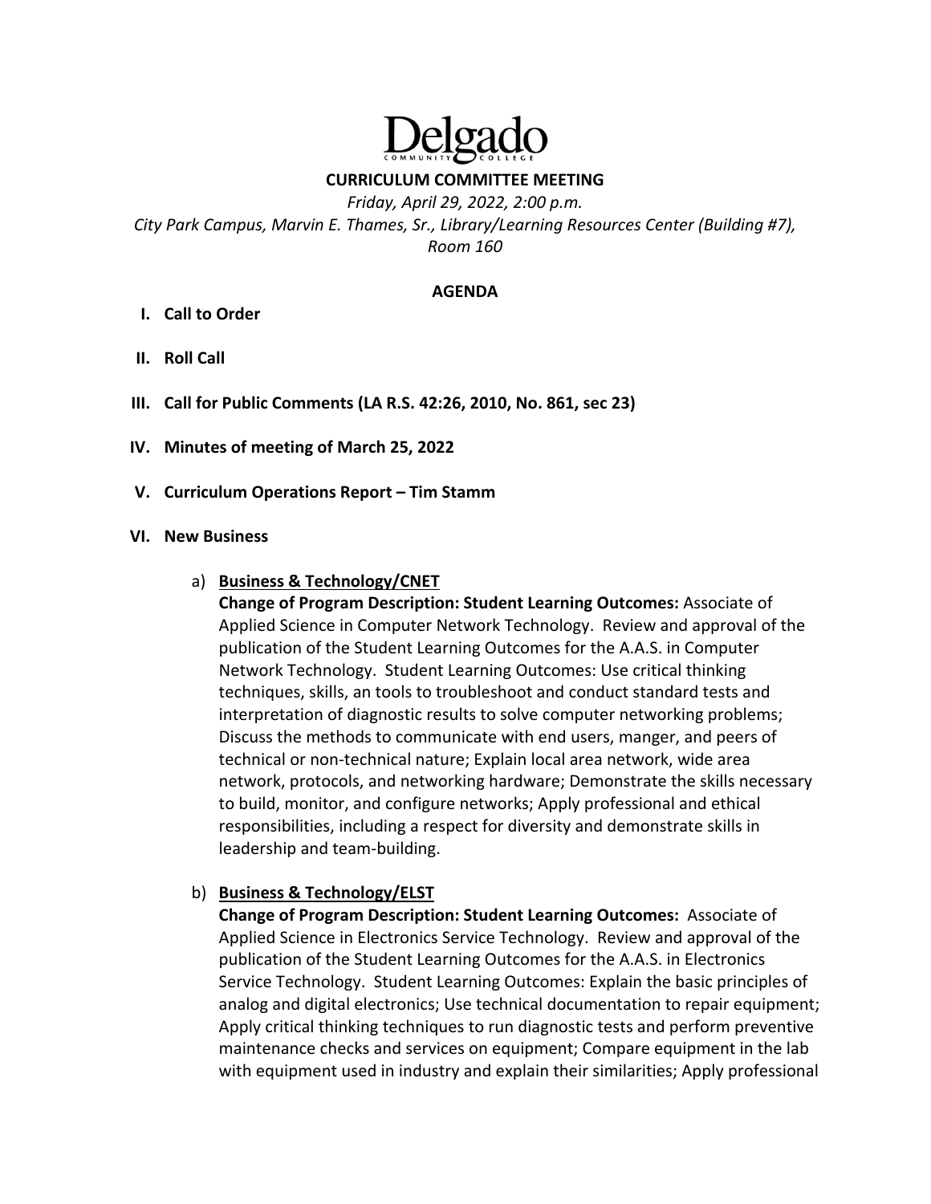# Delgado Community College

## CURRICULUM COMMITTEE MEETING

*Friday, April 29, 2022, 2:00 p.m.*
*City Park Campus, Marvin E. Thames, Sr., Library/Learning Resources Center (Building #7), Room 160*

### AGENDA

**I. Call to Order**

**II. Roll Call**

**III. Call for Public Comments (LA R.S. 42:26, 2010, No. 861, sec 23)**

**IV. Minutes of meeting of March 25, 2022**

**V. Curriculum Operations Report – Tim Stamm**

**VI. New Business**

a) **Business & Technology/CNET**
**Change of Program Description: Student Learning Outcomes:** Associate of Applied Science in Computer Network Technology. Review and approval of the publication of the Student Learning Outcomes for the A.A.S. in Computer Network Technology. Student Learning Outcomes: Use critical thinking techniques, skills, an tools to troubleshoot and conduct standard tests and interpretation of diagnostic results to solve computer networking problems; Discuss the methods to communicate with end users, manger, and peers of technical or non-technical nature; Explain local area network, wide area network, protocols, and networking hardware; Demonstrate the skills necessary to build, monitor, and configure networks; Apply professional and ethical responsibilities, including a respect for diversity and demonstrate skills in leadership and team-building.

b) **Business & Technology/ELST**
**Change of Program Description: Student Learning Outcomes:** Associate of Applied Science in Electronics Service Technology. Review and approval of the publication of the Student Learning Outcomes for the A.A.S. in Electronics Service Technology. Student Learning Outcomes: Explain the basic principles of analog and digital electronics; Use technical documentation to repair equipment; Apply critical thinking techniques to run diagnostic tests and perform preventive maintenance checks and services on equipment; Compare equipment in the lab with equipment used in industry and explain their similarities; Apply professional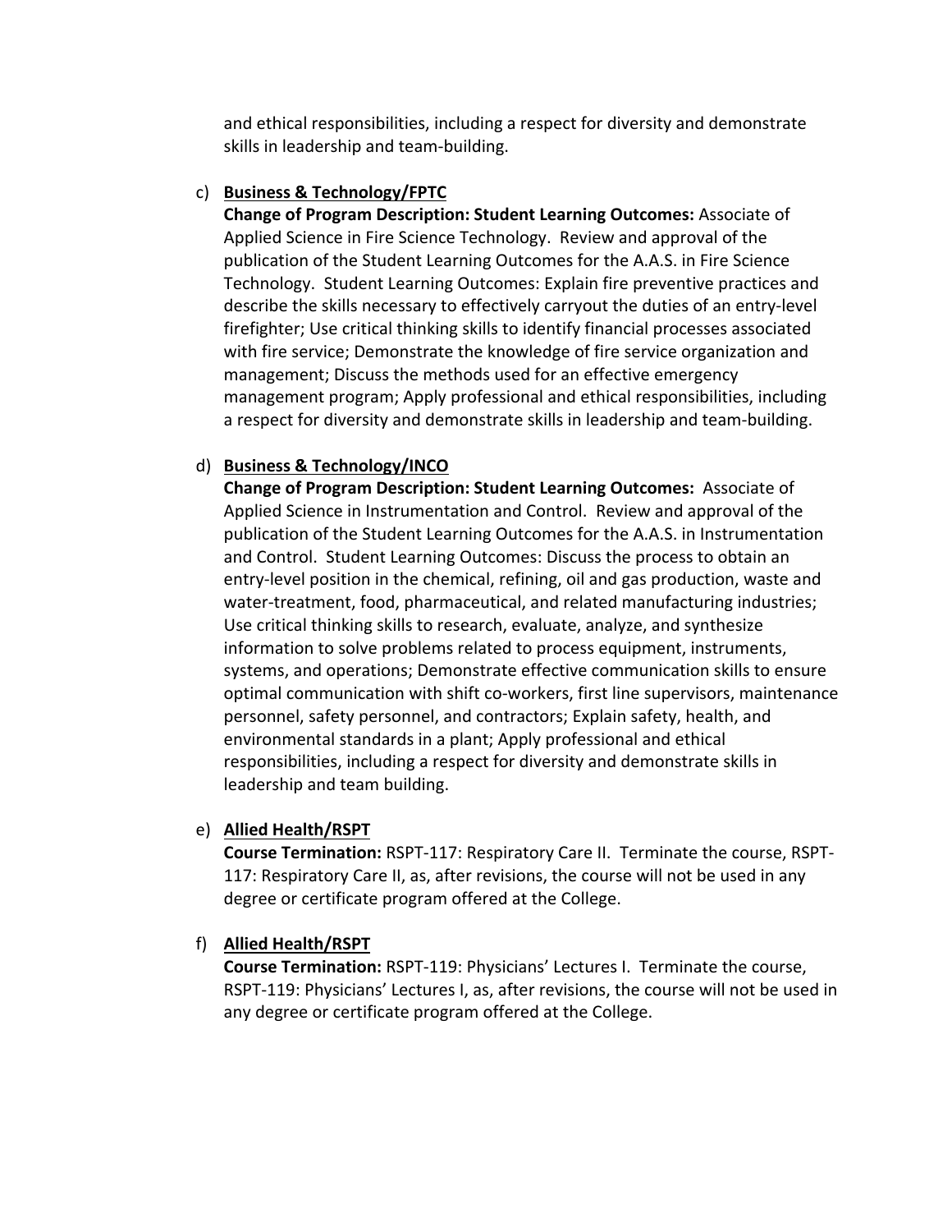and ethical responsibilities, including a respect for diversity and demonstrate skills in leadership and team-building.

c) **Business & Technology/FPTC**
   **Change of Program Description: Student Learning Outcomes:** Associate of Applied Science in Fire Science Technology. Review and approval of the publication of the Student Learning Outcomes for the A.A.S. in Fire Science Technology. Student Learning Outcomes: Explain fire preventive practices and describe the skills necessary to effectively carryout the duties of an entry-level firefighter; Use critical thinking skills to identify financial processes associated with fire service; Demonstrate the knowledge of fire service organization and management; Discuss the methods used for an effective emergency management program; Apply professional and ethical responsibilities, including a respect for diversity and demonstrate skills in leadership and team-building.

d) **Business & Technology/INCO**
   **Change of Program Description: Student Learning Outcomes:** Associate of Applied Science in Instrumentation and Control. Review and approval of the publication of the Student Learning Outcomes for the A.A.S. in Instrumentation and Control. Student Learning Outcomes: Discuss the process to obtain an entry-level position in the chemical, refining, oil and gas production, waste and water-treatment, food, pharmaceutical, and related manufacturing industries; Use critical thinking skills to research, evaluate, analyze, and synthesize information to solve problems related to process equipment, instruments, systems, and operations; Demonstrate effective communication skills to ensure optimal communication with shift co-workers, first line supervisors, maintenance personnel, safety personnel, and contractors; Explain safety, health, and environmental standards in a plant; Apply professional and ethical responsibilities, including a respect for diversity and demonstrate skills in leadership and team building.

e) **Allied Health/RSPT**
   **Course Termination:** RSPT-117: Respiratory Care II. Terminate the course, RSPT-117: Respiratory Care II, as, after revisions, the course will not be used in any degree or certificate program offered at the College.

f) **Allied Health/RSPT**
   **Course Termination:** RSPT-119: Physicians' Lectures I. Terminate the course, RSPT-119: Physicians' Lectures I, as, after revisions, the course will not be used in any degree or certificate program offered at the College.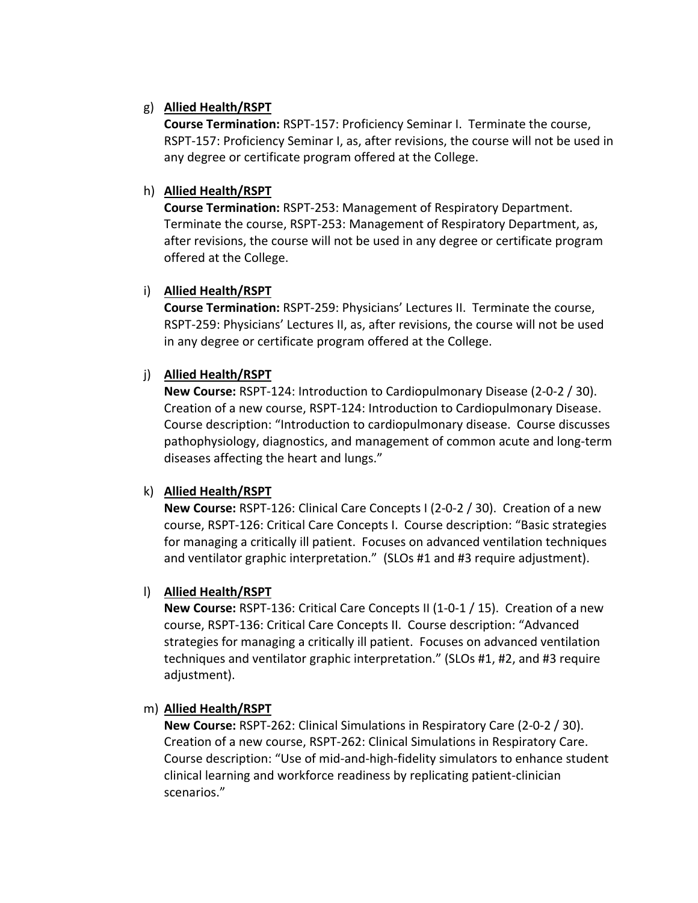g) **<u>Allied Health/RSPT</u>**
   **Course Termination:** RSPT-157: Proficiency Seminar I. Terminate the course, RSPT-157: Proficiency Seminar I, as, after revisions, the course will not be used in any degree or certificate program offered at the College.

h) **<u>Allied Health/RSPT</u>**
   **Course Termination:** RSPT-253: Management of Respiratory Department. Terminate the course, RSPT-253: Management of Respiratory Department, as, after revisions, the course will not be used in any degree or certificate program offered at the College.

i) **<u>Allied Health/RSPT</u>**
   **Course Termination:** RSPT-259: Physicians' Lectures II. Terminate the course, RSPT-259: Physicians' Lectures II, as, after revisions, the course will not be used in any degree or certificate program offered at the College.

j) **<u>Allied Health/RSPT</u>**
   **New Course:** RSPT-124: Introduction to Cardiopulmonary Disease (2-0-2 / 30). Creation of a new course, RSPT-124: Introduction to Cardiopulmonary Disease. Course description: "Introduction to cardiopulmonary disease. Course discusses pathophysiology, diagnostics, and management of common acute and long-term diseases affecting the heart and lungs."

k) **<u>Allied Health/RSPT</u>**
   **New Course:** RSPT-126: Clinical Care Concepts I (2-0-2 / 30). Creation of a new course, RSPT-126: Critical Care Concepts I. Course description: "Basic strategies for managing a critically ill patient. Focuses on advanced ventilation techniques and ventilator graphic interpretation." (SLOs #1 and #3 require adjustment).

l) **<u>Allied Health/RSPT</u>**
   **New Course:** RSPT-136: Critical Care Concepts II (1-0-1 / 15). Creation of a new course, RSPT-136: Critical Care Concepts II. Course description: "Advanced strategies for managing a critically ill patient. Focuses on advanced ventilation techniques and ventilator graphic interpretation." (SLOs #1, #2, and #3 require adjustment).

m) **<u>Allied Health/RSPT</u>**
   **New Course:** RSPT-262: Clinical Simulations in Respiratory Care (2-0-2 / 30). Creation of a new course, RSPT-262: Clinical Simulations in Respiratory Care. Course description: "Use of mid-and-high-fidelity simulators to enhance student clinical learning and workforce readiness by replicating patient-clinician scenarios."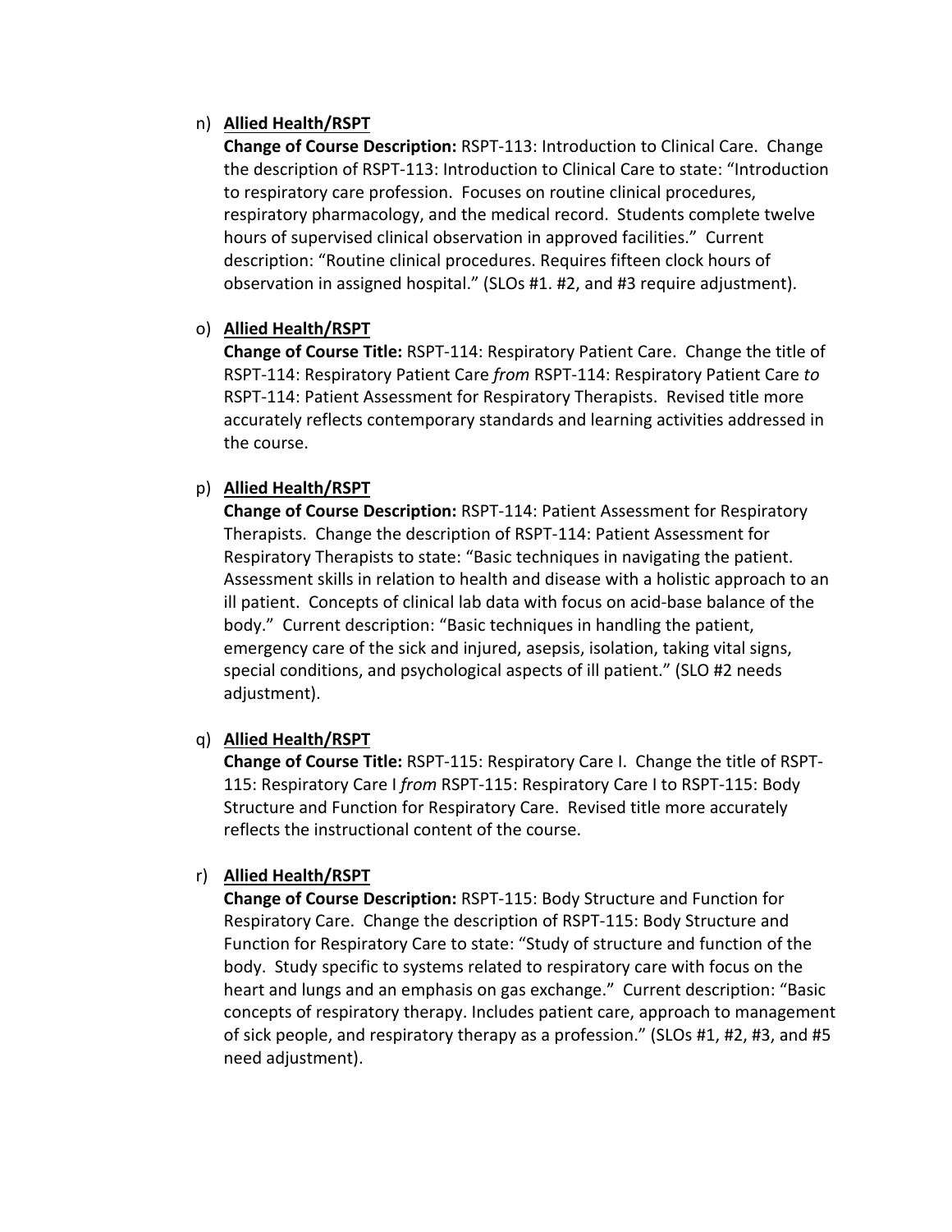n) **<u>Allied Health/RSPT</u>**
   **Change of Course Description:** RSPT-113: Introduction to Clinical Care. Change the description of RSPT-113: Introduction to Clinical Care to state: "Introduction to respiratory care profession. Focuses on routine clinical procedures, respiratory pharmacology, and the medical record. Students complete twelve hours of supervised clinical observation in approved facilities." Current description: "Routine clinical procedures. Requires fifteen clock hours of observation in assigned hospital." (SLOs #1. #2, and #3 require adjustment).

o) **<u>Allied Health/RSPT</u>**
   **Change of Course Title:** RSPT-114: Respiratory Patient Care. Change the title of RSPT-114: Respiratory Patient Care *from* RSPT-114: Respiratory Patient Care *to* RSPT-114: Patient Assessment for Respiratory Therapists. Revised title more accurately reflects contemporary standards and learning activities addressed in the course.

p) **<u>Allied Health/RSPT</u>**
   **Change of Course Description:** RSPT-114: Patient Assessment for Respiratory Therapists. Change the description of RSPT-114: Patient Assessment for Respiratory Therapists to state: "Basic techniques in navigating the patient. Assessment skills in relation to health and disease with a holistic approach to an ill patient. Concepts of clinical lab data with focus on acid-base balance of the body." Current description: "Basic techniques in handling the patient, emergency care of the sick and injured, asepsis, isolation, taking vital signs, special conditions, and psychological aspects of ill patient." (SLO #2 needs adjustment).

q) **<u>Allied Health/RSPT</u>**
   **Change of Course Title:** RSPT-115: Respiratory Care I. Change the title of RSPT-115: Respiratory Care I *from* RSPT-115: Respiratory Care I to RSPT-115: Body Structure and Function for Respiratory Care. Revised title more accurately reflects the instructional content of the course.

r) **<u>Allied Health/RSPT</u>**
   **Change of Course Description:** RSPT-115: Body Structure and Function for Respiratory Care. Change the description of RSPT-115: Body Structure and Function for Respiratory Care to state: "Study of structure and function of the body. Study specific to systems related to respiratory care with focus on the heart and lungs and an emphasis on gas exchange." Current description: "Basic concepts of respiratory therapy. Includes patient care, approach to management of sick people, and respiratory therapy as a profession." (SLOs #1, #2, #3, and #5 need adjustment).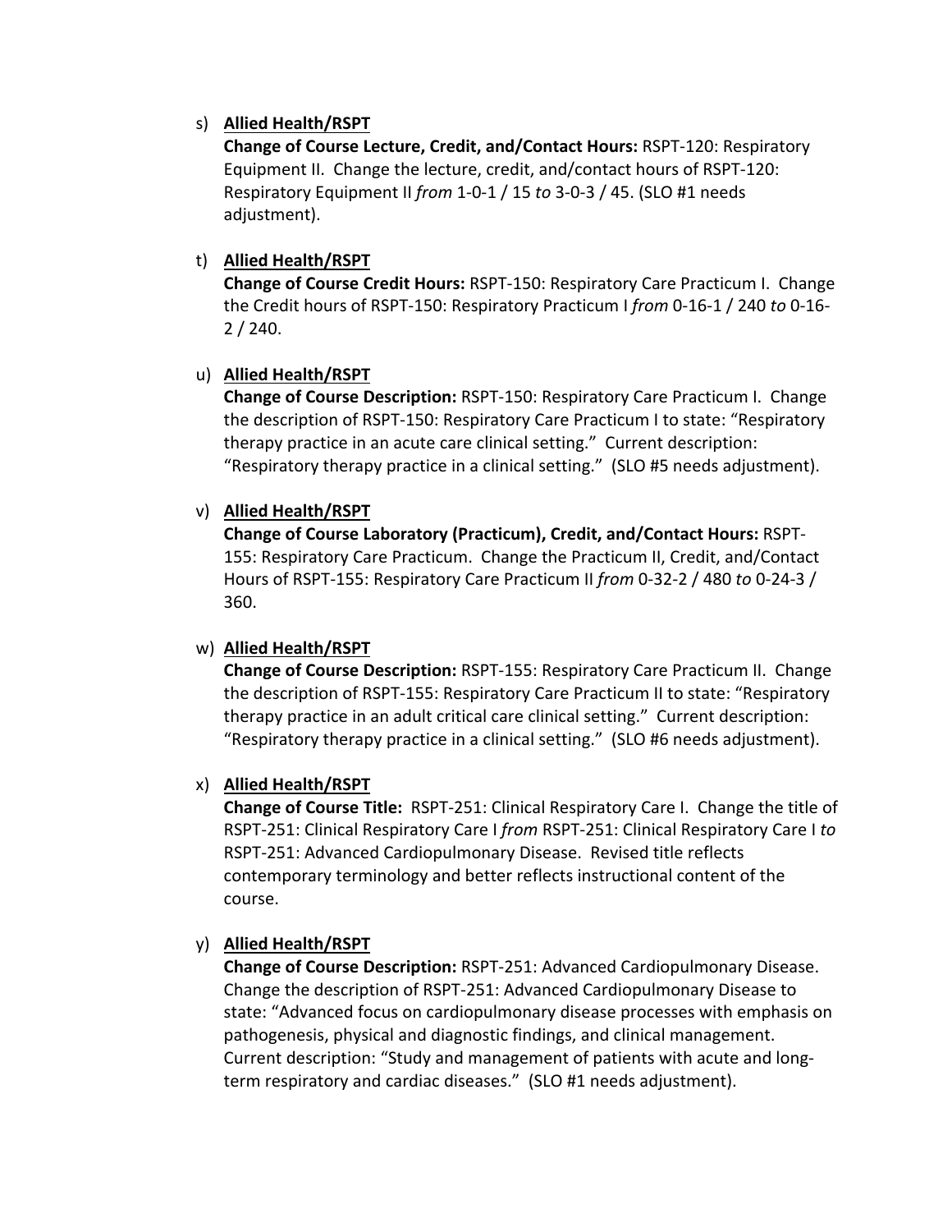s) **Allied Health/RSPT**
   **Change of Course Lecture, Credit, and/Contact Hours:** RSPT-120: Respiratory Equipment II. Change the lecture, credit, and/contact hours of RSPT-120: Respiratory Equipment II *from* 1-0-1 / 15 *to* 3-0-3 / 45. (SLO #1 needs adjustment).

t) **Allied Health/RSPT**
   **Change of Course Credit Hours:** RSPT-150: Respiratory Care Practicum I. Change the Credit hours of RSPT-150: Respiratory Practicum I *from* 0-16-1 / 240 *to* 0-16-2 / 240.

u) **Allied Health/RSPT**
   **Change of Course Description:** RSPT-150: Respiratory Care Practicum I. Change the description of RSPT-150: Respiratory Care Practicum I to state: "Respiratory therapy practice in an acute care clinical setting." Current description: "Respiratory therapy practice in a clinical setting." (SLO #5 needs adjustment).

v) **Allied Health/RSPT**
   **Change of Course Laboratory (Practicum), Credit, and/Contact Hours:** RSPT-155: Respiratory Care Practicum. Change the Practicum II, Credit, and/Contact Hours of RSPT-155: Respiratory Care Practicum II *from* 0-32-2 / 480 *to* 0-24-3 / 360.

w) **Allied Health/RSPT**
   **Change of Course Description:** RSPT-155: Respiratory Care Practicum II. Change the description of RSPT-155: Respiratory Care Practicum II to state: "Respiratory therapy practice in an adult critical care clinical setting." Current description: "Respiratory therapy practice in a clinical setting." (SLO #6 needs adjustment).

x) **Allied Health/RSPT**
   **Change of Course Title:** RSPT-251: Clinical Respiratory Care I. Change the title of RSPT-251: Clinical Respiratory Care I *from* RSPT-251: Clinical Respiratory Care I *to* RSPT-251: Advanced Cardiopulmonary Disease. Revised title reflects contemporary terminology and better reflects instructional content of the course.

y) **Allied Health/RSPT**
   **Change of Course Description:** RSPT-251: Advanced Cardiopulmonary Disease. Change the description of RSPT-251: Advanced Cardiopulmonary Disease to state: "Advanced focus on cardiopulmonary disease processes with emphasis on pathogenesis, physical and diagnostic findings, and clinical management. Current description: "Study and management of patients with acute and long-term respiratory and cardiac diseases." (SLO #1 needs adjustment).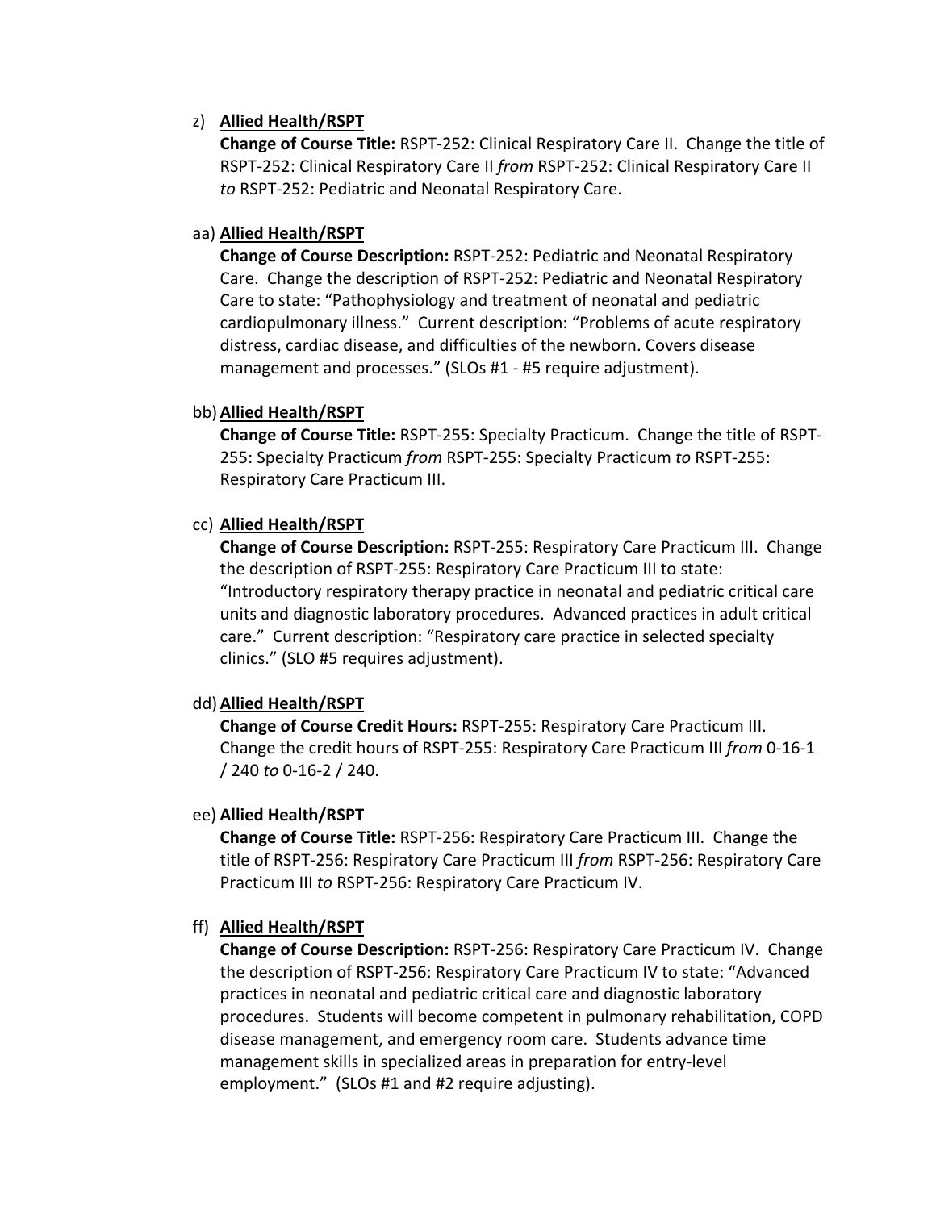z) **Allied Health/RSPT**

**Change of Course Title:** RSPT-252: Clinical Respiratory Care II. Change the title of RSPT-252: Clinical Respiratory Care II *from* RSPT-252: Clinical Respiratory Care II *to* RSPT-252: Pediatric and Neonatal Respiratory Care.

aa) **Allied Health/RSPT**

**Change of Course Description:** RSPT-252: Pediatric and Neonatal Respiratory Care. Change the description of RSPT-252: Pediatric and Neonatal Respiratory Care to state: "Pathophysiology and treatment of neonatal and pediatric cardiopulmonary illness." Current description: "Problems of acute respiratory distress, cardiac disease, and difficulties of the newborn. Covers disease management and processes." (SLOs #1 - #5 require adjustment).

bb) **Allied Health/RSPT**

**Change of Course Title:** RSPT-255: Specialty Practicum. Change the title of RSPT-255: Specialty Practicum *from* RSPT-255: Specialty Practicum *to* RSPT-255: Respiratory Care Practicum III.

cc) **Allied Health/RSPT**

**Change of Course Description:** RSPT-255: Respiratory Care Practicum III. Change the description of RSPT-255: Respiratory Care Practicum III to state: "Introductory respiratory therapy practice in neonatal and pediatric critical care units and diagnostic laboratory procedures. Advanced practices in adult critical care." Current description: "Respiratory care practice in selected specialty clinics." (SLO #5 requires adjustment).

dd) **Allied Health/RSPT**

**Change of Course Credit Hours:** RSPT-255: Respiratory Care Practicum III. Change the credit hours of RSPT-255: Respiratory Care Practicum III *from* 0-16-1 / 240 *to* 0-16-2 / 240.

ee) **Allied Health/RSPT**

**Change of Course Title:** RSPT-256: Respiratory Care Practicum III. Change the title of RSPT-256: Respiratory Care Practicum III *from* RSPT-256: Respiratory Care Practicum III *to* RSPT-256: Respiratory Care Practicum IV.

ff) **Allied Health/RSPT**

**Change of Course Description:** RSPT-256: Respiratory Care Practicum IV. Change the description of RSPT-256: Respiratory Care Practicum IV to state: "Advanced practices in neonatal and pediatric critical care and diagnostic laboratory procedures. Students will become competent in pulmonary rehabilitation, COPD disease management, and emergency room care. Students advance time management skills in specialized areas in preparation for entry-level employment." (SLOs #1 and #2 require adjusting).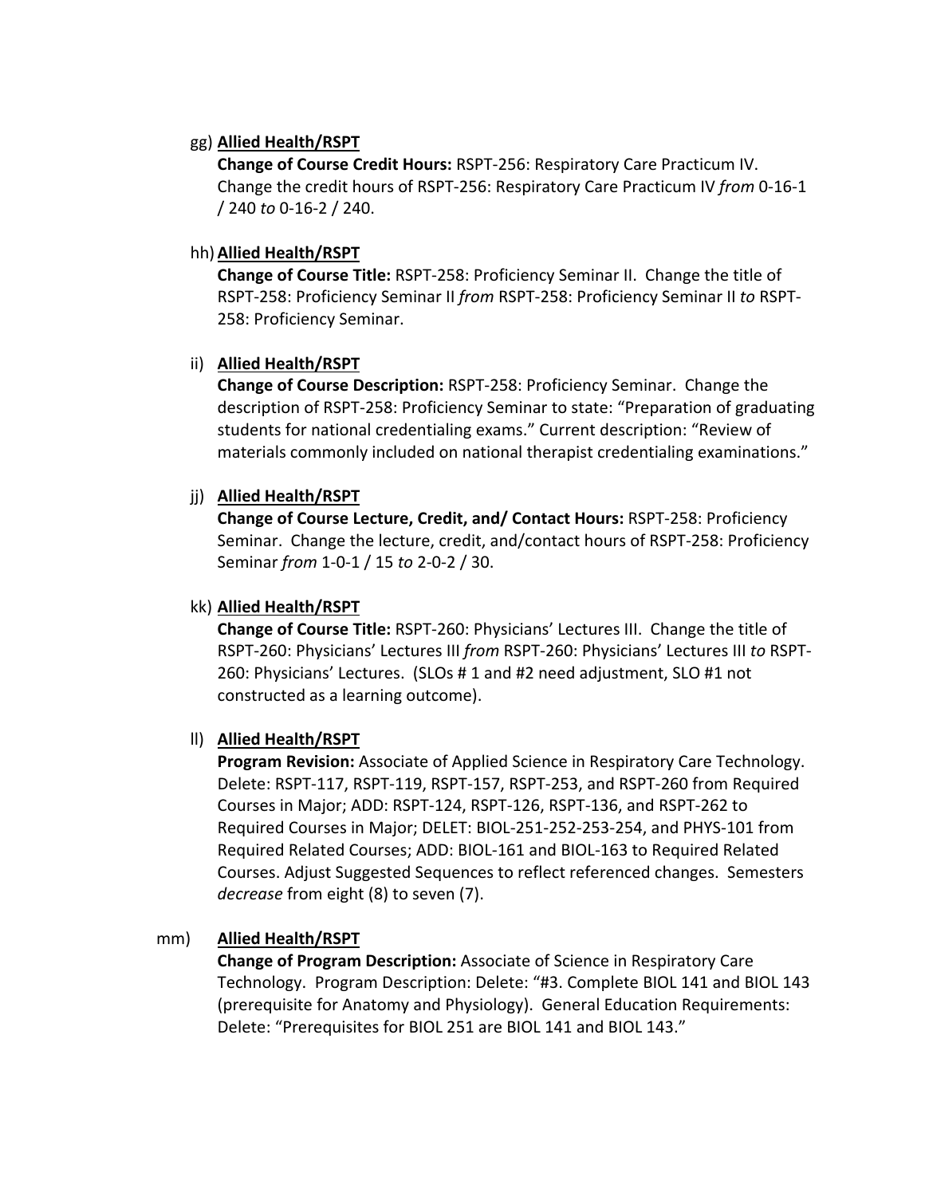gg) **<u>Allied Health/RSPT</u>**
**Change of Course Credit Hours:** RSPT-256: Respiratory Care Practicum IV. Change the credit hours of RSPT-256: Respiratory Care Practicum IV *from* 0-16-1 / 240 *to* 0-16-2 / 240.

hh) **<u>Allied Health/RSPT</u>**
**Change of Course Title:** RSPT-258: Proficiency Seminar II. Change the title of RSPT-258: Proficiency Seminar II *from* RSPT-258: Proficiency Seminar II *to* RSPT-258: Proficiency Seminar.

ii) **<u>Allied Health/RSPT</u>**
**Change of Course Description:** RSPT-258: Proficiency Seminar. Change the description of RSPT-258: Proficiency Seminar to state: "Preparation of graduating students for national credentialing exams." Current description: "Review of materials commonly included on national therapist credentialing examinations."

jj) **<u>Allied Health/RSPT</u>**
**Change of Course Lecture, Credit, and/ Contact Hours:** RSPT-258: Proficiency Seminar. Change the lecture, credit, and/contact hours of RSPT-258: Proficiency Seminar *from* 1-0-1 / 15 *to* 2-0-2 / 30.

kk) **<u>Allied Health/RSPT</u>**
**Change of Course Title:** RSPT-260: Physicians' Lectures III. Change the title of RSPT-260: Physicians' Lectures III *from* RSPT-260: Physicians' Lectures III *to* RSPT-260: Physicians' Lectures. (SLOs # 1 and #2 need adjustment, SLO #1 not constructed as a learning outcome).

ll) **<u>Allied Health/RSPT</u>**
**Program Revision:** Associate of Applied Science in Respiratory Care Technology. Delete: RSPT-117, RSPT-119, RSPT-157, RSPT-253, and RSPT-260 from Required Courses in Major; ADD: RSPT-124, RSPT-126, RSPT-136, and RSPT-262 to Required Courses in Major; DELET: BIOL-251-252-253-254, and PHYS-101 from Required Related Courses; ADD: BIOL-161 and BIOL-163 to Required Related Courses. Adjust Suggested Sequences to reflect referenced changes. Semesters *decrease* from eight (8) to seven (7).

mm) **<u>Allied Health/RSPT</u>**
**Change of Program Description:** Associate of Science in Respiratory Care Technology. Program Description: Delete: "#3. Complete BIOL 141 and BIOL 143 (prerequisite for Anatomy and Physiology). General Education Requirements: Delete: "Prerequisites for BIOL 251 are BIOL 141 and BIOL 143."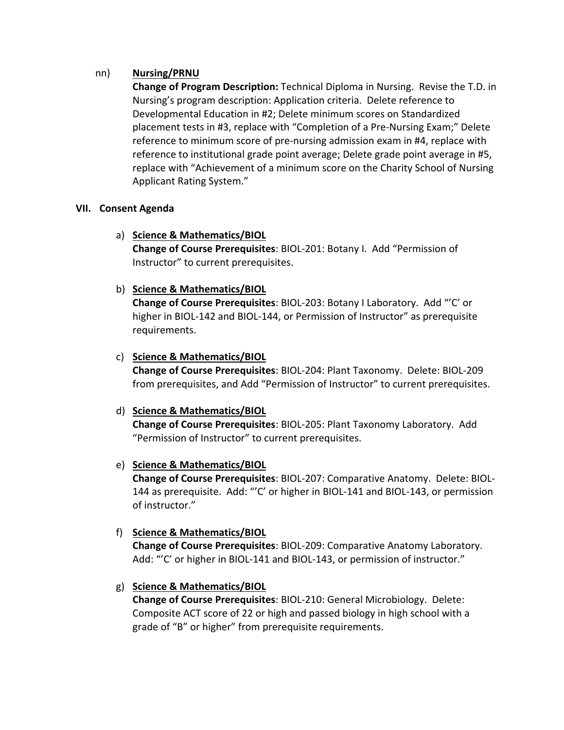nn) **Nursing/PRNU**

**Change of Program Description:** Technical Diploma in Nursing. Revise the T.D. in Nursing's program description: Application criteria. Delete reference to Developmental Education in #2; Delete minimum scores on Standardized placement tests in #3, replace with "Completion of a Pre-Nursing Exam;" Delete reference to minimum score of pre-nursing admission exam in #4, replace with reference to institutional grade point average; Delete grade point average in #5, replace with "Achievement of a minimum score on the Charity School of Nursing Applicant Rating System."

## VII. Consent Agenda

a) **Science & Mathematics/BIOL**

**Change of Course Prerequisites**: BIOL-201: Botany I. Add "Permission of Instructor" to current prerequisites.

b) **Science & Mathematics/BIOL**

**Change of Course Prerequisites**: BIOL-203: Botany I Laboratory. Add "'C' or higher in BIOL-142 and BIOL-144, or Permission of Instructor" as prerequisite requirements.

c) **Science & Mathematics/BIOL**

**Change of Course Prerequisites**: BIOL-204: Plant Taxonomy. Delete: BIOL-209 from prerequisites, and Add "Permission of Instructor" to current prerequisites.

d) **Science & Mathematics/BIOL**

**Change of Course Prerequisites**: BIOL-205: Plant Taxonomy Laboratory. Add "Permission of Instructor" to current prerequisites.

e) **Science & Mathematics/BIOL**

**Change of Course Prerequisites**: BIOL-207: Comparative Anatomy. Delete: BIOL-144 as prerequisite. Add: "'C' or higher in BIOL-141 and BIOL-143, or permission of instructor."

f) **Science & Mathematics/BIOL**

**Change of Course Prerequisites**: BIOL-209: Comparative Anatomy Laboratory. Add: "'C' or higher in BIOL-141 and BIOL-143, or permission of instructor."

g) **Science & Mathematics/BIOL**

**Change of Course Prerequisites**: BIOL-210: General Microbiology. Delete: Composite ACT score of 22 or high and passed biology in high school with a grade of "B" or higher" from prerequisite requirements.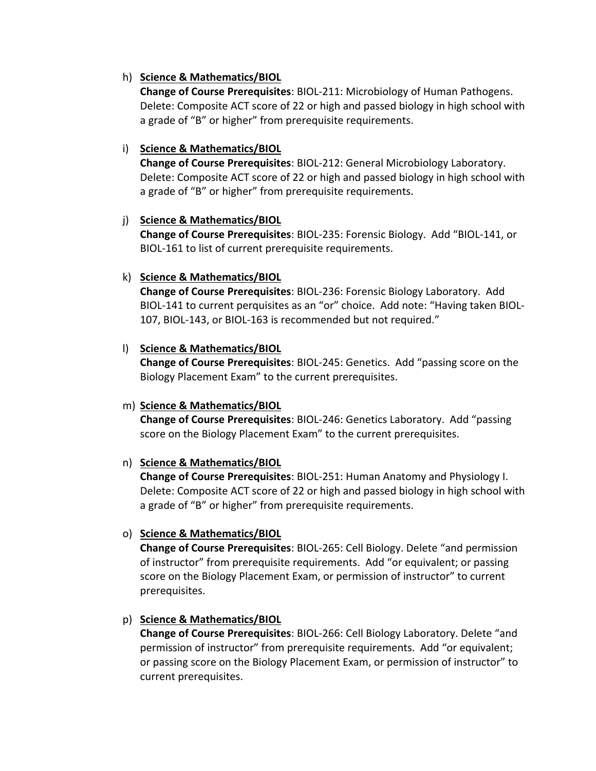h) **Science & Mathematics/BIOL**
   **Change of Course Prerequisites**: BIOL-211: Microbiology of Human Pathogens. Delete: Composite ACT score of 22 or high and passed biology in high school with a grade of "B" or higher" from prerequisite requirements.

i) **Science & Mathematics/BIOL**
   **Change of Course Prerequisites**: BIOL-212: General Microbiology Laboratory. Delete: Composite ACT score of 22 or high and passed biology in high school with a grade of "B" or higher" from prerequisite requirements.

j) **Science & Mathematics/BIOL**
   **Change of Course Prerequisites**: BIOL-235: Forensic Biology. Add "BIOL-141, or BIOL-161 to list of current prerequisite requirements.

k) **Science & Mathematics/BIOL**
   **Change of Course Prerequisites**: BIOL-236: Forensic Biology Laboratory. Add BIOL-141 to current perquisites as an "or" choice. Add note: "Having taken BIOL-107, BIOL-143, or BIOL-163 is recommended but not required."

l) **Science & Mathematics/BIOL**
   **Change of Course Prerequisites**: BIOL-245: Genetics. Add "passing score on the Biology Placement Exam" to the current prerequisites.

m) **Science & Mathematics/BIOL**
   **Change of Course Prerequisites**: BIOL-246: Genetics Laboratory. Add "passing score on the Biology Placement Exam" to the current prerequisites.

n) **Science & Mathematics/BIOL**
   **Change of Course Prerequisites**: BIOL-251: Human Anatomy and Physiology I. Delete: Composite ACT score of 22 or high and passed biology in high school with a grade of "B" or higher" from prerequisite requirements.

o) **Science & Mathematics/BIOL**
   **Change of Course Prerequisites**: BIOL-265: Cell Biology. Delete "and permission of instructor" from prerequisite requirements. Add "or equivalent; or passing score on the Biology Placement Exam, or permission of instructor" to current prerequisites.

p) **Science & Mathematics/BIOL**
   **Change of Course Prerequisites**: BIOL-266: Cell Biology Laboratory. Delete "and permission of instructor" from prerequisite requirements. Add "or equivalent; or passing score on the Biology Placement Exam, or permission of instructor" to current prerequisites.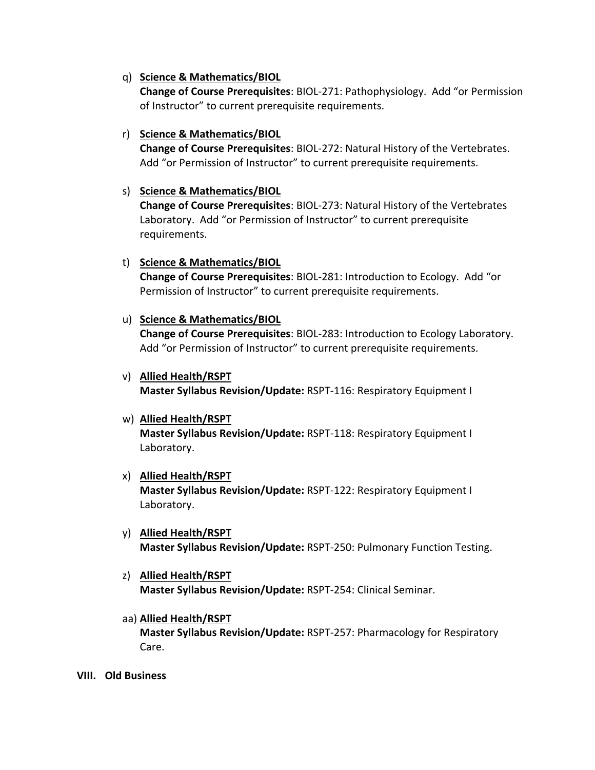q) **Science & Mathematics/BIOL**
   **Change of Course Prerequisites**: BIOL-271: Pathophysiology. Add "or Permission of Instructor" to current prerequisite requirements.

r) **Science & Mathematics/BIOL**
   **Change of Course Prerequisites**: BIOL-272: Natural History of the Vertebrates. Add "or Permission of Instructor" to current prerequisite requirements.

s) **Science & Mathematics/BIOL**
   **Change of Course Prerequisites**: BIOL-273: Natural History of the Vertebrates Laboratory. Add "or Permission of Instructor" to current prerequisite requirements.

t) **Science & Mathematics/BIOL**
   **Change of Course Prerequisites**: BIOL-281: Introduction to Ecology. Add "or Permission of Instructor" to current prerequisite requirements.

u) **Science & Mathematics/BIOL**
   **Change of Course Prerequisites**: BIOL-283: Introduction to Ecology Laboratory. Add "or Permission of Instructor" to current prerequisite requirements.

v) **Allied Health/RSPT**
   **Master Syllabus Revision/Update:** RSPT-116: Respiratory Equipment I

w) **Allied Health/RSPT**
   **Master Syllabus Revision/Update:** RSPT-118: Respiratory Equipment I Laboratory.

x) **Allied Health/RSPT**
   **Master Syllabus Revision/Update:** RSPT-122: Respiratory Equipment I Laboratory.

y) **Allied Health/RSPT**
   **Master Syllabus Revision/Update:** RSPT-250: Pulmonary Function Testing.

z) **Allied Health/RSPT**
   **Master Syllabus Revision/Update:** RSPT-254: Clinical Seminar.

aa) **Allied Health/RSPT**
   **Master Syllabus Revision/Update:** RSPT-257: Pharmacology for Respiratory Care.

## VIII. Old Business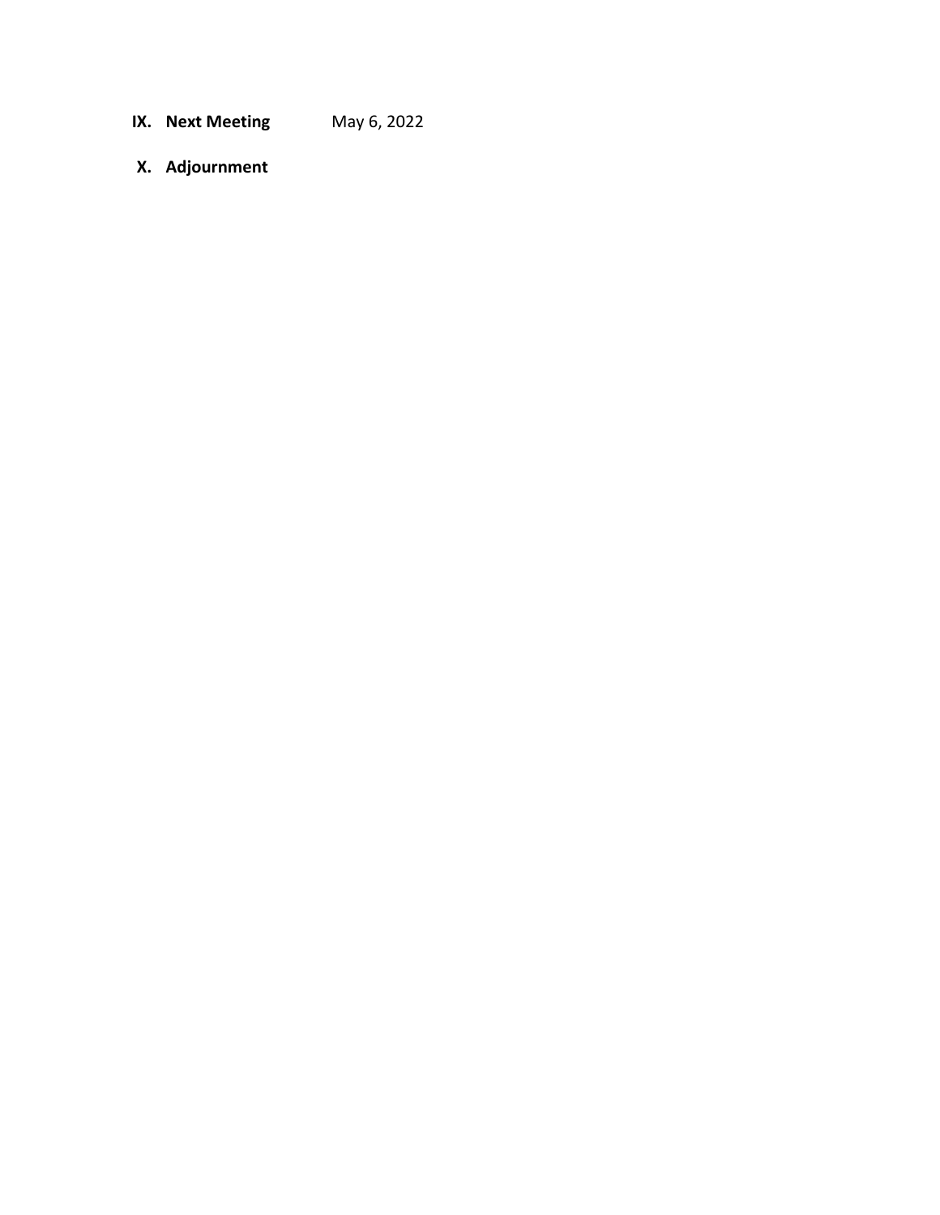**IX. Next Meeting** May 6, 2022

**X. Adjournment**